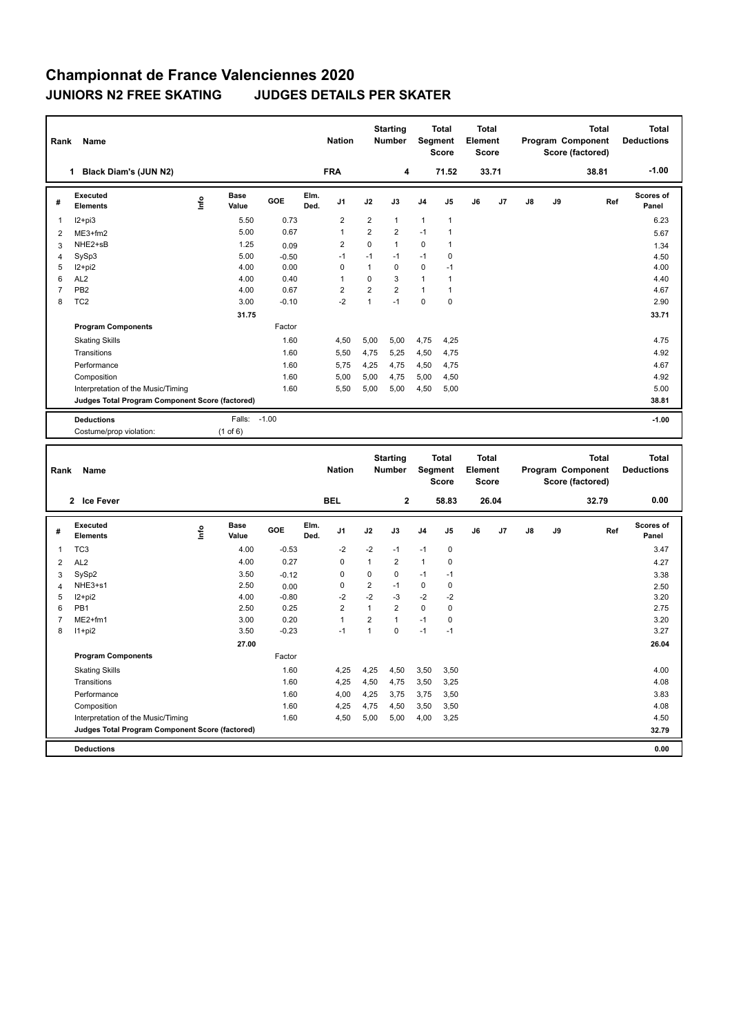# Championnat de France Valenciennes 2020

## JUNIORS N2 FREE SKATING JUDGES DETAILS PER SKATER

| Rank | Name | Nation | Starting Number | Total Segment Score | Total Element Score | Total Program Component Score (factored) | Total Deductions |
|---|---|---|---|---|---|---|---|
| 1 | Black Diam's (JUN N2) | FRA | 4 | 71.52 | 33.71 | 38.81 | -1.00 |

| # | Executed Elements | Info | Base Value | GOE | Elm. Ded. | J1 | J2 | J3 | J4 | J5 | J6 | J7 | J8 | J9 | Ref | Scores of Panel |
|---|---|---|---|---|---|---|---|---|---|---|---|---|---|---|---|---|
| 1 | I2+pi3 | | 5.50 | 0.73 | | 2 | 2 | 1 | 1 | 1 | | | | | | 6.23 |
| 2 | ME3+fm2 | | 5.00 | 0.67 | | 1 | 2 | 2 | -1 | 1 | | | | | | 5.67 |
| 3 | NHE2+sB | | 1.25 | 0.09 | | 2 | 0 | 1 | 0 | 1 | | | | | | 1.34 |
| 4 | SySp3 | | 5.00 | -0.50 | | -1 | -1 | -1 | -1 | 0 | | | | | | 4.50 |
| 5 | I2+pi2 | | 4.00 | 0.00 | | 0 | 1 | 0 | 0 | -1 | | | | | | 4.00 |
| 6 | AL2 | | 4.00 | 0.40 | | 1 | 0 | 3 | 1 | 1 | | | | | | 4.40 |
| 7 | PB2 | | 4.00 | 0.67 | | 2 | 2 | 2 | 1 | 1 | | | | | | 4.67 |
| 8 | TC2 | | 3.00 | -0.10 | | -2 | 1 | -1 | 0 | 0 | | | | | | 2.90 |
| | | | 31.75 | | | | | | | | | | | | | 33.71 |

| Program Components | Factor | J1 | J2 | J3 | J4 | J5 | J6 | J7 | J8 | J9 | Scores of Panel |
|---|---|---|---|---|---|---|---|---|---|---|---|
| Skating Skills | 1.60 | 4,50 | 5,00 | 5,00 | 4,75 | 4,25 | | | | | 4.75 |
| Transitions | 1.60 | 5,50 | 4,75 | 5,25 | 4,50 | 4,75 | | | | | 4.92 |
| Performance | 1.60 | 5,75 | 4,25 | 4,75 | 4,50 | 4,75 | | | | | 4.67 |
| Composition | 1.60 | 5,00 | 5,00 | 4,75 | 5,00 | 4,50 | | | | | 4.92 |
| Interpretation of the Music/Timing | 1.60 | 5,50 | 5,00 | 5,00 | 4,50 | 5,00 | | | | | 5.00 |
| Judges Total Program Component Score (factored) | | | | | | | | | | | 38.81 |

| Deductions | | |
|---|---|---|
| Falls: | -1.00 | -1.00 |
| Costume/prop violation: | (1 of 6) | |

| Rank | Name | Nation | Starting Number | Total Segment Score | Total Element Score | Total Program Component Score (factored) | Total Deductions |
|---|---|---|---|---|---|---|---|
| 2 | Ice Fever | BEL | 2 | 58.83 | 26.04 | 32.79 | 0.00 |

| # | Executed Elements | Info | Base Value | GOE | Elm. Ded. | J1 | J2 | J3 | J4 | J5 | J6 | J7 | J8 | J9 | Ref | Scores of Panel |
|---|---|---|---|---|---|---|---|---|---|---|---|---|---|---|---|---|
| 1 | TC3 | | 4.00 | -0.53 | | -2 | -2 | -1 | -1 | 0 | | | | | | 3.47 |
| 2 | AL2 | | 4.00 | 0.27 | | 0 | 1 | 2 | 1 | 0 | | | | | | 4.27 |
| 3 | SySp2 | | 3.50 | -0.12 | | 0 | 0 | 0 | -1 | -1 | | | | | | 3.38 |
| 4 | NHE3+s1 | | 2.50 | 0.00 | | 0 | 2 | -1 | 0 | 0 | | | | | | 2.50 |
| 5 | I2+pi2 | | 4.00 | -0.80 | | -2 | -2 | -3 | -2 | -2 | | | | | | 3.20 |
| 6 | PB1 | | 2.50 | 0.25 | | 2 | 1 | 2 | 0 | 0 | | | | | | 2.75 |
| 7 | ME2+fm1 | | 3.00 | 0.20 | | 1 | 2 | 1 | -1 | 0 | | | | | | 3.20 |
| 8 | I1+pi2 | | 3.50 | -0.23 | | -1 | 1 | 0 | -1 | -1 | | | | | | 3.27 |
| | | | 27.00 | | | | | | | | | | | | | 26.04 |

| Program Components | Factor | J1 | J2 | J3 | J4 | J5 | J6 | J7 | J8 | J9 | Scores of Panel |
|---|---|---|---|---|---|---|---|---|---|---|---|
| Skating Skills | 1.60 | 4,25 | 4,25 | 4,50 | 3,50 | 3,50 | | | | | 4.00 |
| Transitions | 1.60 | 4,25 | 4,50 | 4,75 | 3,50 | 3,25 | | | | | 4.08 |
| Performance | 1.60 | 4,00 | 4,25 | 3,75 | 3,75 | 3,50 | | | | | 3.83 |
| Composition | 1.60 | 4,25 | 4,75 | 4,50 | 3,50 | 3,50 | | | | | 4.08 |
| Interpretation of the Music/Timing | 1.60 | 4,50 | 5,00 | 5,00 | 4,00 | 3,25 | | | | | 4.50 |
| Judges Total Program Component Score (factored) | | | | | | | | | | | 32.79 |

| Deductions | |
|---|---|
| | 0.00 |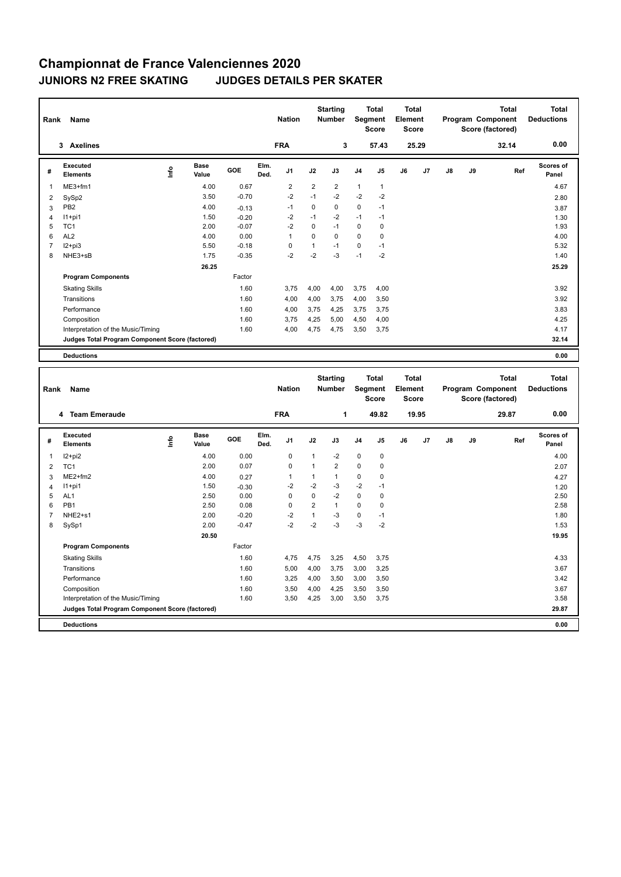# Championnat de France Valenciennes 2020

## JUNIORS N2 FREE SKATING JUDGES DETAILS PER SKATER

| Rank | Name | Nation | Starting Number | Total Segment Score | Total Element Score | Total Program Component Score (factored) | Total Deductions |
|---|---|---|---|---|---|---|---|
| 3 | Axelines | FRA | 3 | 57.43 | 25.29 | 32.14 | 0.00 |

| # | Executed Elements | Info | Base Value | GOE | Elm. Ded. | J1 | J2 | J3 | J4 | J5 | J6 | J7 | J8 | J9 | Ref | Scores of Panel |
|---|---|---|---|---|---|---|---|---|---|---|---|---|---|---|---|---|
| 1 | ME3+fm1 | | 4.00 | 0.67 | | 2 | 2 | 2 | 1 | 1 | | | | | | 4.67 |
| 2 | SySp2 | | 3.50 | -0.70 | | -2 | -1 | -2 | -2 | -2 | | | | | | 2.80 |
| 3 | PB2 | | 4.00 | -0.13 | | -1 | 0 | 0 | 0 | -1 | | | | | | 3.87 |
| 4 | I1+pi1 | | 1.50 | -0.20 | | -2 | -1 | -2 | -1 | -1 | | | | | | 1.30 |
| 5 | TC1 | | 2.00 | -0.07 | | -2 | 0 | -1 | 0 | 0 | | | | | | 1.93 |
| 6 | AL2 | | 4.00 | 0.00 | | 1 | 0 | 0 | 0 | 0 | | | | | | 4.00 |
| 7 | I2+pi3 | | 5.50 | -0.18 | | 0 | 1 | -1 | 0 | -1 | | | | | | 5.32 |
| 8 | NHE3+sB | | 1.75 | -0.35 | | -2 | -2 | -3 | -1 | -2 | | | | | | 1.40 |
| | | | 26.25 | | | | | | | | | | | | | 25.29 |
| | **Program Components** | | | Factor | | | | | | | | | | | | |
| | Skating Skills | | | 1.60 | | 3,75 | 4,00 | 4,00 | 3,75 | 4,00 | | | | | | 3.92 |
| | Transitions | | | 1.60 | | 4,00 | 4,00 | 3,75 | 4,00 | 3,50 | | | | | | 3.92 |
| | Performance | | | 1.60 | | 4,00 | 3,75 | 4,25 | 3,75 | 3,75 | | | | | | 3.83 |
| | Composition | | | 1.60 | | 3,75 | 4,25 | 5,00 | 4,50 | 4,00 | | | | | | 4.25 |
| | Interpretation of the Music/Timing | | | 1.60 | | 4,00 | 4,75 | 4,75 | 3,50 | 3,75 | | | | | | 4.17 |
| | **Judges Total Program Component Score (factored)** | | | | | | | | | | | | | | | 32.14 |
| | **Deductions** | | | | | | | | | | | | | | | 0.00 |

| Rank | Name | Nation | Starting Number | Total Segment Score | Total Element Score | Total Program Component Score (factored) | Total Deductions |
|---|---|---|---|---|---|---|---|
| 4 | Team Emeraude | FRA | 1 | 49.82 | 19.95 | 29.87 | 0.00 |

| # | Executed Elements | Info | Base Value | GOE | Elm. Ded. | J1 | J2 | J3 | J4 | J5 | J6 | J7 | J8 | J9 | Ref | Scores of Panel |
|---|---|---|---|---|---|---|---|---|---|---|---|---|---|---|---|---|
| 1 | I2+pi2 | | 4.00 | 0.00 | | 0 | 1 | -2 | 0 | 0 | | | | | | 4.00 |
| 2 | TC1 | | 2.00 | 0.07 | | 0 | 1 | 2 | 0 | 0 | | | | | | 2.07 |
| 3 | ME2+fm2 | | 4.00 | 0.27 | | 1 | 1 | 1 | 0 | 0 | | | | | | 4.27 |
| 4 | I1+pi1 | | 1.50 | -0.30 | | -2 | -2 | -3 | -2 | -1 | | | | | | 1.20 |
| 5 | AL1 | | 2.50 | 0.00 | | 0 | 0 | -2 | 0 | 0 | | | | | | 2.50 |
| 6 | PB1 | | 2.50 | 0.08 | | 0 | 2 | 1 | 0 | 0 | | | | | | 2.58 |
| 7 | NHE2+s1 | | 2.00 | -0.20 | | -2 | 1 | -3 | 0 | -1 | | | | | | 1.80 |
| 8 | SySp1 | | 2.00 | -0.47 | | -2 | -2 | -3 | -3 | -2 | | | | | | 1.53 |
| | | | 20.50 | | | | | | | | | | | | | 19.95 |
| | **Program Components** | | | Factor | | | | | | | | | | | | |
| | Skating Skills | | | 1.60 | | 4,75 | 4,75 | 3,25 | 4,50 | 3,75 | | | | | | 4.33 |
| | Transitions | | | 1.60 | | 5,00 | 4,00 | 3,75 | 3,00 | 3,25 | | | | | | 3.67 |
| | Performance | | | 1.60 | | 3,25 | 4,00 | 3,50 | 3,00 | 3,50 | | | | | | 3.42 |
| | Composition | | | 1.60 | | 3,50 | 4,00 | 4,25 | 3,50 | 3,50 | | | | | | 3.67 |
| | Interpretation of the Music/Timing | | | 1.60 | | 3,50 | 4,25 | 3,00 | 3,50 | 3,75 | | | | | | 3.58 |
| | **Judges Total Program Component Score (factored)** | | | | | | | | | | | | | | | 29.87 |
| | **Deductions** | | | | | | | | | | | | | | | 0.00 |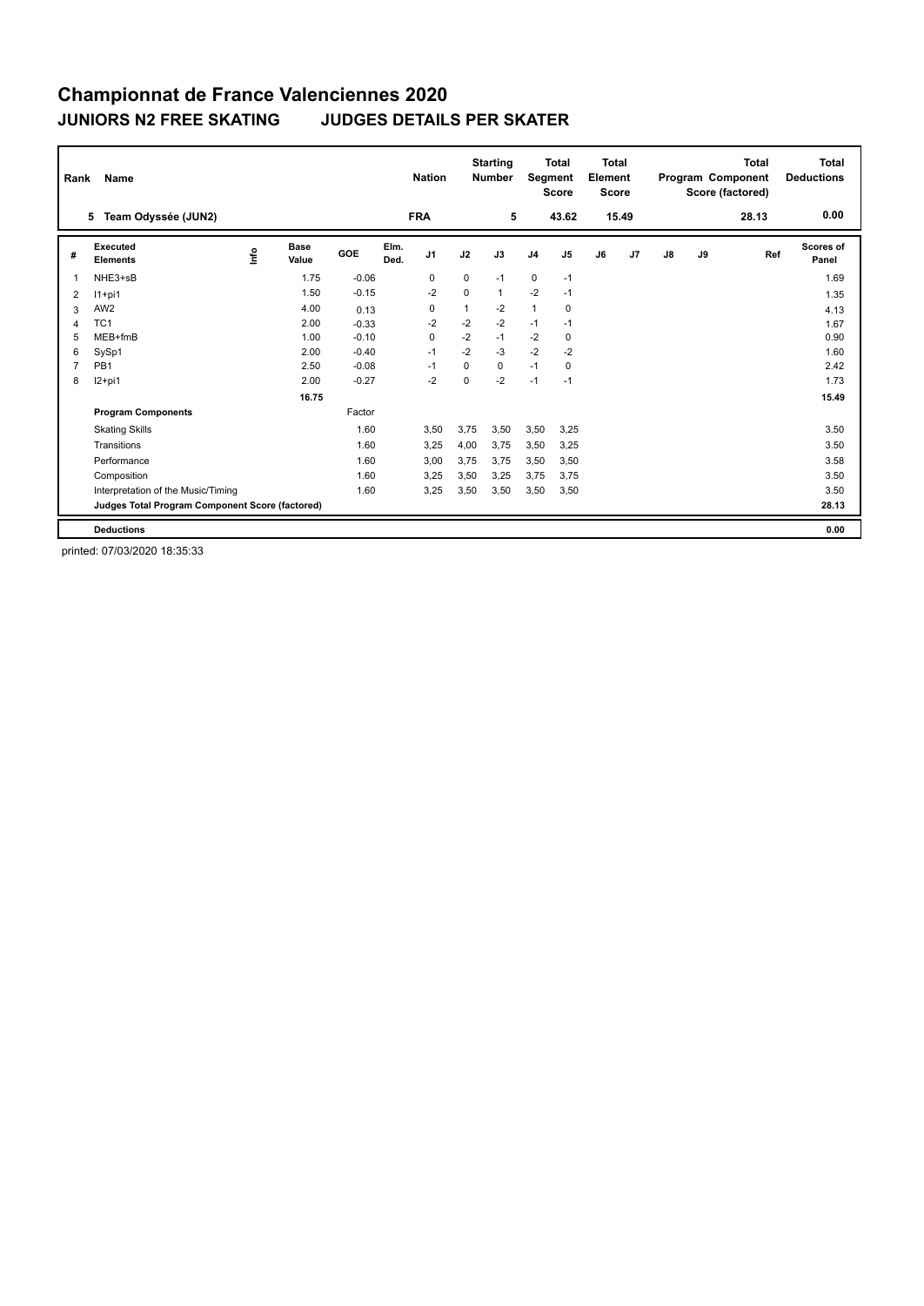# Championnat de France Valenciennes 2020

## JUNIORS N2 FREE SKATING　　JUDGES DETAILS PER SKATER

| Rank | Name | Nation | Starting Number | Total Segment Score | Total Element Score | Total Program Component Score (factored) | Total Deductions |
|---|---|---|---|---|---|---|---|
| 5 | Team Odyssée (JUN2) | FRA | 5 | 43.62 | 15.49 | 28.13 | 0.00 |

| # | Executed Elements | Info | Base Value | GOE | Elm. Ded. | J1 | J2 | J3 | J4 | J5 | J6 | J7 | J8 | J9 | Ref | Scores of Panel |
|---|---|---|---|---|---|---|---|---|---|---|---|---|---|---|---|---|
| 1 | NHE3+sB | | 1.75 | -0.06 | | 0 | 0 | -1 | 0 | -1 | | | | | | 1.69 |
| 2 | I1+pi1 | | 1.50 | -0.15 | | -2 | 0 | 1 | -2 | -1 | | | | | | 1.35 |
| 3 | AW2 | | 4.00 | 0.13 | | 0 | 1 | -2 | 1 | 0 | | | | | | 4.13 |
| 4 | TC1 | | 2.00 | -0.33 | | -2 | -2 | -2 | -1 | -1 | | | | | | 1.67 |
| 5 | MEB+fmB | | 1.00 | -0.10 | | 0 | -2 | -1 | -2 | 0 | | | | | | 0.90 |
| 6 | SySp1 | | 2.00 | -0.40 | | -1 | -2 | -3 | -2 | -2 | | | | | | 1.60 |
| 7 | PB1 | | 2.50 | -0.08 | | -1 | 0 | 0 | -1 | 0 | | | | | | 2.42 |
| 8 | I2+pi1 | | 2.00 | -0.27 | | -2 | 0 | -2 | -1 | -1 | | | | | | 1.73 |
| | | | 16.75 | | | | | | | | | | | | | 15.49 |
| | **Program Components** | | | Factor | | | | | | | | | | | | |
| | Skating Skills | | | 1.60 | | 3,50 | 3,75 | 3,50 | 3,50 | 3,25 | | | | | | 3.50 |
| | Transitions | | | 1.60 | | 3,25 | 4,00 | 3,75 | 3,50 | 3,25 | | | | | | 3.50 |
| | Performance | | | 1.60 | | 3,00 | 3,75 | 3,75 | 3,50 | 3,50 | | | | | | 3.58 |
| | Composition | | | 1.60 | | 3,25 | 3,50 | 3,25 | 3,75 | 3,75 | | | | | | 3.50 |
| | Interpretation of the Music/Timing | | | 1.60 | | 3,25 | 3,50 | 3,50 | 3,50 | 3,50 | | | | | | 3.50 |
| | **Judges Total Program Component Score (factored)** | | | | | | | | | | | | | | | 28.13 |
| | **Deductions** | | | | | | | | | | | | | | | 0.00 |

printed: 07/03/2020 18:35:33